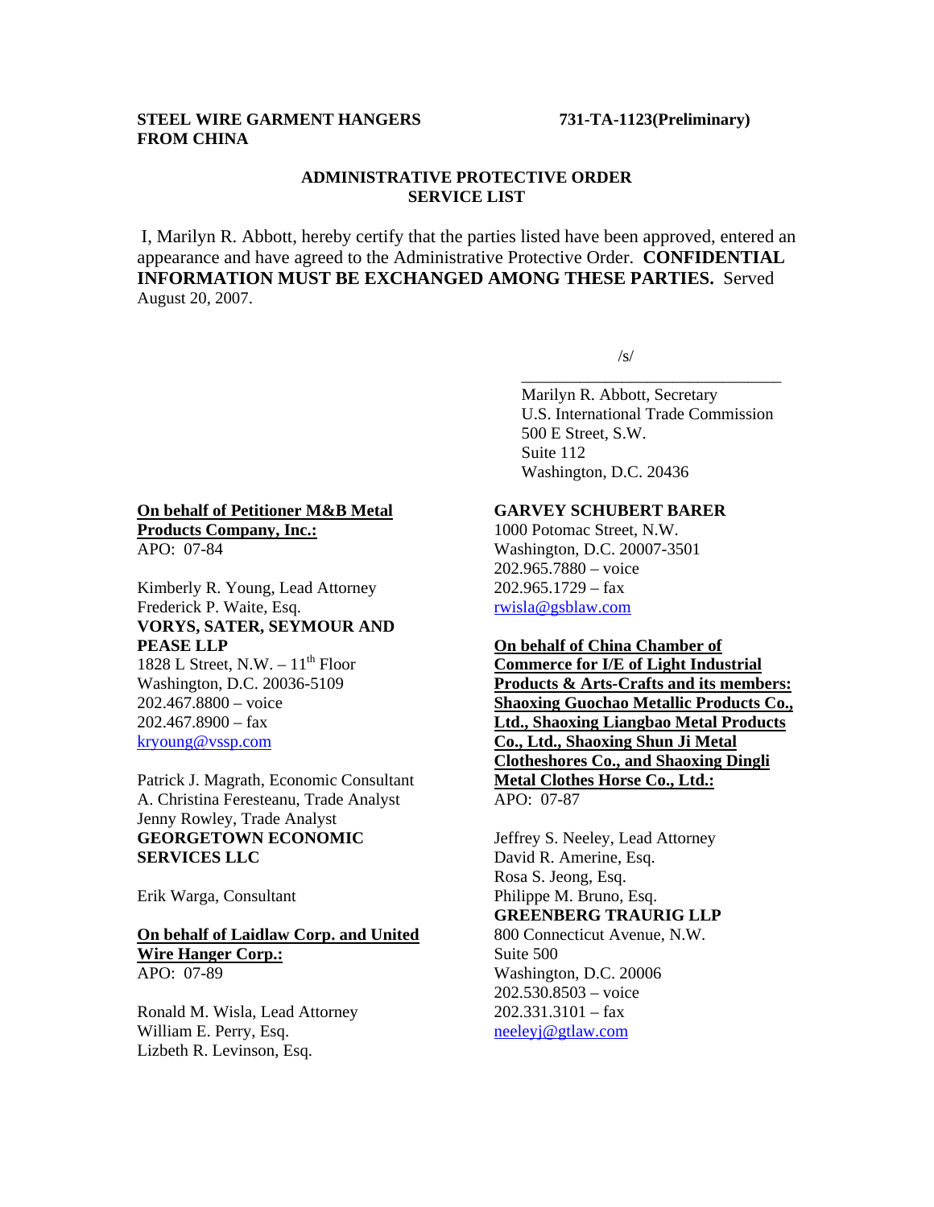**STEEL WIRE GARMENT HANGERS FROM CHINA**

**731-TA-1123(Preliminary)**

**ADMINISTRATIVE PROTECTIVE ORDER SERVICE LIST**

I, Marilyn R. Abbott, hereby certify that the parties listed have been approved, entered an appearance and have agreed to the Administrative Protective Order. **CONFIDENTIAL INFORMATION MUST BE EXCHANGED AMONG THESE PARTIES.** Served August 20, 2007.

/s/

\_\_\_\_\_\_\_\_\_\_\_\_\_\_\_\_\_\_\_\_\_\_\_\_\_\_\_\_\_\_\_\_

Marilyn R. Abbott, Secretary
U.S. International Trade Commission
500 E Street, S.W.
Suite 112
Washington, D.C. 20436

**On behalf of Petitioner M&B Metal Products Company, Inc.:**
APO: 07-84

Kimberly R. Young, Lead Attorney
Frederick P. Waite, Esq.
**VORYS, SATER, SEYMOUR AND PEASE LLP**
1828 L Street, N.W. – 11th Floor
Washington, D.C. 20036-5109
202.467.8800 – voice
202.467.8900 – fax
kryoung@vssp.com

Patrick J. Magrath, Economic Consultant
A. Christina Feresteanu, Trade Analyst
Jenny Rowley, Trade Analyst
**GEORGETOWN ECONOMIC SERVICES LLC**

Erik Warga, Consultant

**On behalf of Laidlaw Corp. and United Wire Hanger Corp.:**
APO: 07-89

Ronald M. Wisla, Lead Attorney
William E. Perry, Esq.
Lizbeth R. Levinson, Esq.
**GARVEY SCHUBERT BARER**
1000 Potomac Street, N.W.
Washington, D.C. 20007-3501
202.965.7880 – voice
202.965.1729 – fax
rwisla@gsblaw.com

**On behalf of China Chamber of Commerce for I/E of Light Industrial Products & Arts-Crafts and its members: Shaoxing Guochao Metallic Products Co., Ltd., Shaoxing Liangbao Metal Products Co., Ltd., Shaoxing Shun Ji Metal Clotheshores Co., and Shaoxing Dingli Metal Clothes Horse Co., Ltd.:**
APO: 07-87

Jeffrey S. Neeley, Lead Attorney
David R. Amerine, Esq.
Rosa S. Jeong, Esq.
Philippe M. Bruno, Esq.
**GREENBERG TRAURIG LLP**
800 Connecticut Avenue, N.W.
Suite 500
Washington, D.C. 20006
202.530.8503 – voice
202.331.3101 – fax
neeleyj@gtlaw.com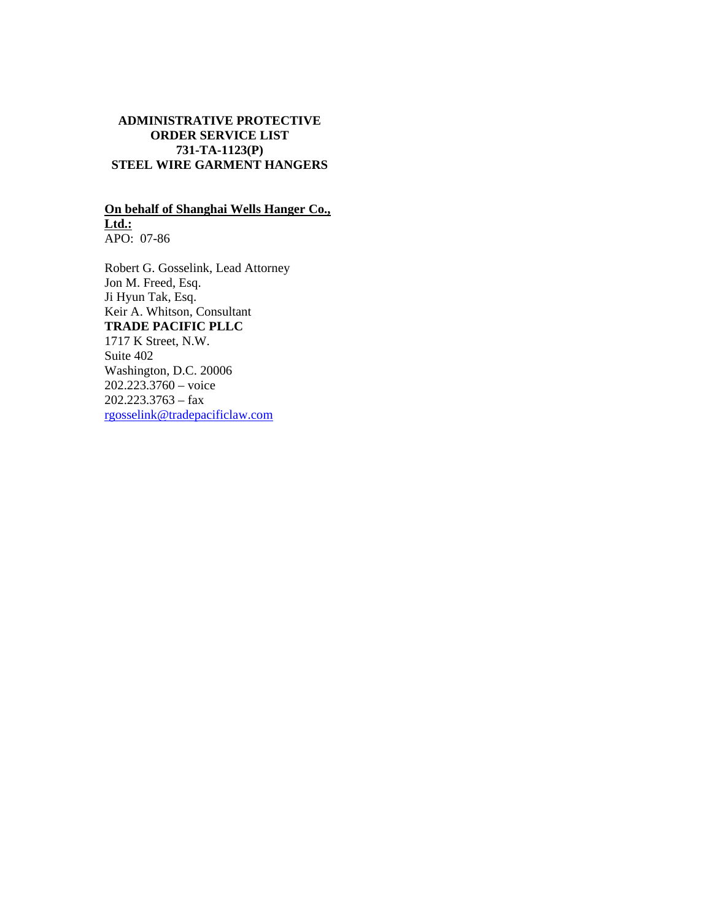**ADMINISTRATIVE PROTECTIVE ORDER SERVICE LIST**
**731-TA-1123(P)**
**STEEL WIRE GARMENT HANGERS**

**On behalf of Shanghai Wells Hanger Co., Ltd.:**
APO: 07-86

Robert G. Gosselink, Lead Attorney
Jon M. Freed, Esq.
Ji Hyun Tak, Esq.
Keir A. Whitson, Consultant
**TRADE PACIFIC PLLC**
1717 K Street, N.W.
Suite 402
Washington, D.C. 20006
202.223.3760 – voice
202.223.3763 – fax
rgosselink@tradepacificlaw.com